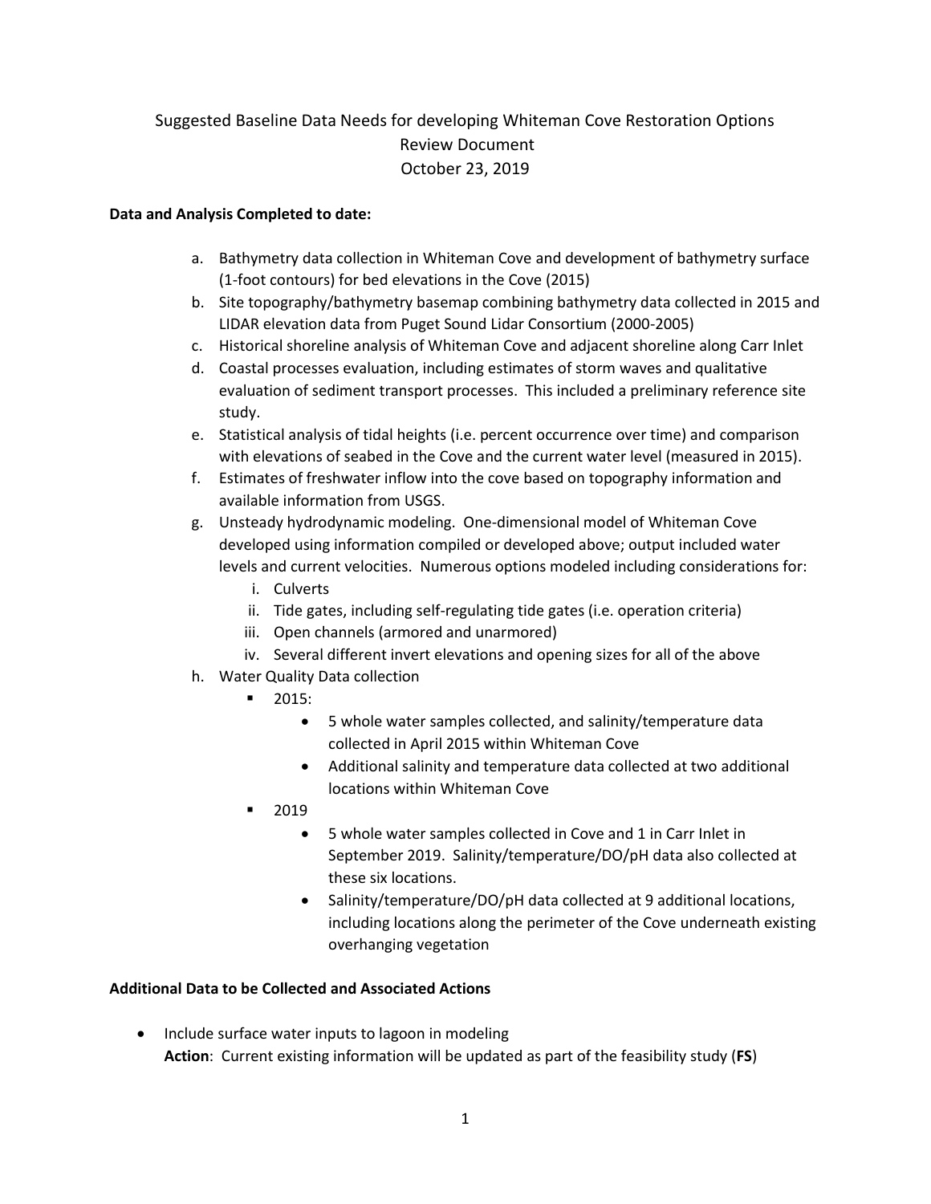Suggested Baseline Data Needs for developing Whiteman Cove Restoration Options
Review Document
October 23, 2019

**Data and Analysis Completed to date:**

a. Bathymetry data collection in Whiteman Cove and development of bathymetry surface (1-foot contours) for bed elevations in the Cove (2015)
b. Site topography/bathymetry basemap combining bathymetry data collected in 2015 and LIDAR elevation data from Puget Sound Lidar Consortium (2000-2005)
c. Historical shoreline analysis of Whiteman Cove and adjacent shoreline along Carr Inlet
d. Coastal processes evaluation, including estimates of storm waves and qualitative evaluation of sediment transport processes. This included a preliminary reference site study.
e. Statistical analysis of tidal heights (i.e. percent occurrence over time) and comparison with elevations of seabed in the Cove and the current water level (measured in 2015).
f. Estimates of freshwater inflow into the cove based on topography information and available information from USGS.
g. Unsteady hydrodynamic modeling. One-dimensional model of Whiteman Cove developed using information compiled or developed above; output included water levels and current velocities. Numerous options modeled including considerations for:
   i. Culverts
   ii. Tide gates, including self-regulating tide gates (i.e. operation criteria)
   iii. Open channels (armored and unarmored)
   iv. Several different invert elevations and opening sizes for all of the above
h. Water Quality Data collection
   - 2015:
     - 5 whole water samples collected, and salinity/temperature data collected in April 2015 within Whiteman Cove
     - Additional salinity and temperature data collected at two additional locations within Whiteman Cove
   - 2019
     - 5 whole water samples collected in Cove and 1 in Carr Inlet in September 2019. Salinity/temperature/DO/pH data also collected at these six locations.
     - Salinity/temperature/DO/pH data collected at 9 additional locations, including locations along the perimeter of the Cove underneath existing overhanging vegetation

**Additional Data to be Collected and Associated Actions**

- Include surface water inputs to lagoon in modeling
  **Action**: Current existing information will be updated as part of the feasibility study (**FS**)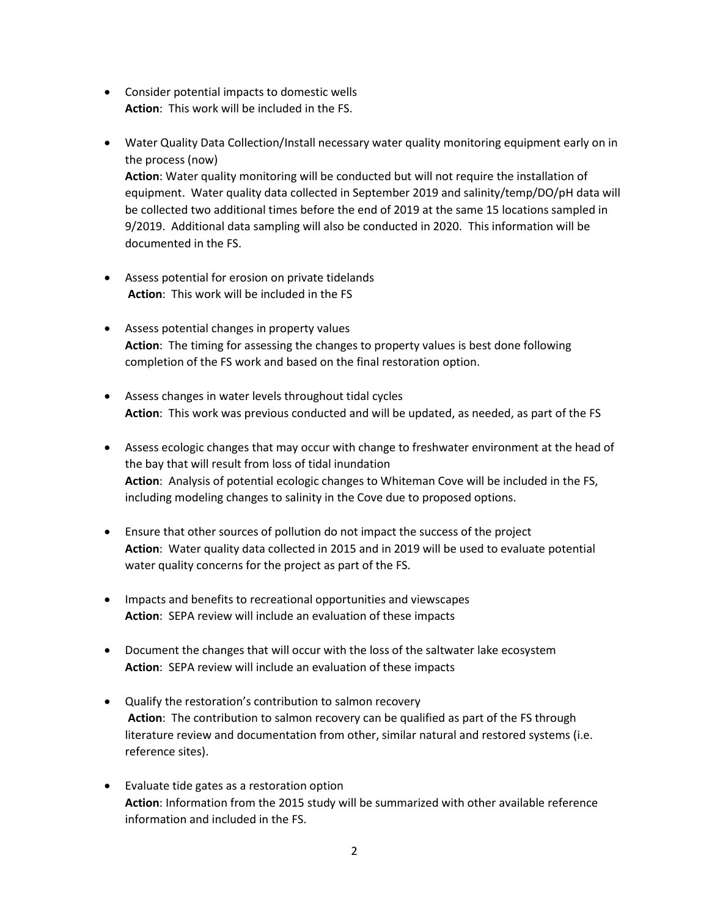- Consider potential impacts to domestic wells
  **Action**: This work will be included in the FS.

- Water Quality Data Collection/Install necessary water quality monitoring equipment early on in the process (now)
  **Action**: Water quality monitoring will be conducted but will not require the installation of equipment. Water quality data collected in September 2019 and salinity/temp/DO/pH data will be collected two additional times before the end of 2019 at the same 15 locations sampled in 9/2019. Additional data sampling will also be conducted in 2020. This information will be documented in the FS.

- Assess potential for erosion on private tidelands
  **Action**: This work will be included in the FS

- Assess potential changes in property values
  **Action**: The timing for assessing the changes to property values is best done following completion of the FS work and based on the final restoration option.

- Assess changes in water levels throughout tidal cycles
  **Action**: This work was previous conducted and will be updated, as needed, as part of the FS

- Assess ecologic changes that may occur with change to freshwater environment at the head of the bay that will result from loss of tidal inundation
  **Action**: Analysis of potential ecologic changes to Whiteman Cove will be included in the FS, including modeling changes to salinity in the Cove due to proposed options.

- Ensure that other sources of pollution do not impact the success of the project
  **Action**: Water quality data collected in 2015 and in 2019 will be used to evaluate potential water quality concerns for the project as part of the FS.

- Impacts and benefits to recreational opportunities and viewscapes
  **Action**: SEPA review will include an evaluation of these impacts

- Document the changes that will occur with the loss of the saltwater lake ecosystem
  **Action**: SEPA review will include an evaluation of these impacts

- Qualify the restoration's contribution to salmon recovery
  **Action**: The contribution to salmon recovery can be qualified as part of the FS through literature review and documentation from other, similar natural and restored systems (i.e. reference sites).

- Evaluate tide gates as a restoration option
  **Action**: Information from the 2015 study will be summarized with other available reference information and included in the FS.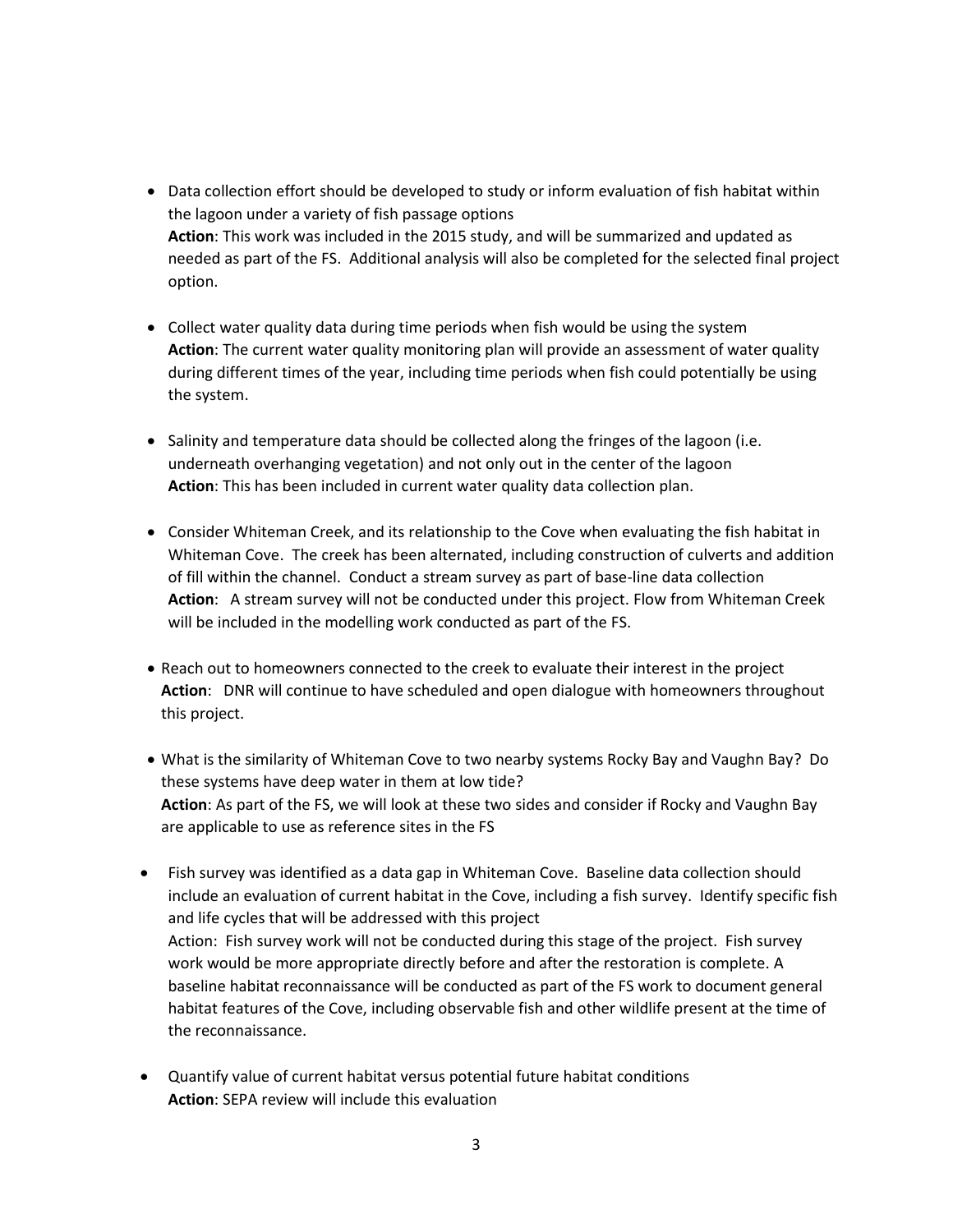- Data collection effort should be developed to study or inform evaluation of fish habitat within the lagoon under a variety of fish passage options
  **Action**: This work was included in the 2015 study, and will be summarized and updated as needed as part of the FS. Additional analysis will also be completed for the selected final project option.

- Collect water quality data during time periods when fish would be using the system
  **Action**: The current water quality monitoring plan will provide an assessment of water quality during different times of the year, including time periods when fish could potentially be using the system.

- Salinity and temperature data should be collected along the fringes of the lagoon (i.e. underneath overhanging vegetation) and not only out in the center of the lagoon
  **Action**: This has been included in current water quality data collection plan.

- Consider Whiteman Creek, and its relationship to the Cove when evaluating the fish habitat in Whiteman Cove. The creek has been alternated, including construction of culverts and addition of fill within the channel. Conduct a stream survey as part of base-line data collection
  **Action**: A stream survey will not be conducted under this project. Flow from Whiteman Creek will be included in the modelling work conducted as part of the FS.

- Reach out to homeowners connected to the creek to evaluate their interest in the project
  **Action**: DNR will continue to have scheduled and open dialogue with homeowners throughout this project.

- What is the similarity of Whiteman Cove to two nearby systems Rocky Bay and Vaughn Bay? Do these systems have deep water in them at low tide?
  **Action**: As part of the FS, we will look at these two sides and consider if Rocky and Vaughn Bay are applicable to use as reference sites in the FS

- Fish survey was identified as a data gap in Whiteman Cove. Baseline data collection should include an evaluation of current habitat in the Cove, including a fish survey. Identify specific fish and life cycles that will be addressed with this project
  Action: Fish survey work will not be conducted during this stage of the project. Fish survey work would be more appropriate directly before and after the restoration is complete. A baseline habitat reconnaissance will be conducted as part of the FS work to document general habitat features of the Cove, including observable fish and other wildlife present at the time of the reconnaissance.

- Quantify value of current habitat versus potential future habitat conditions
  **Action**: SEPA review will include this evaluation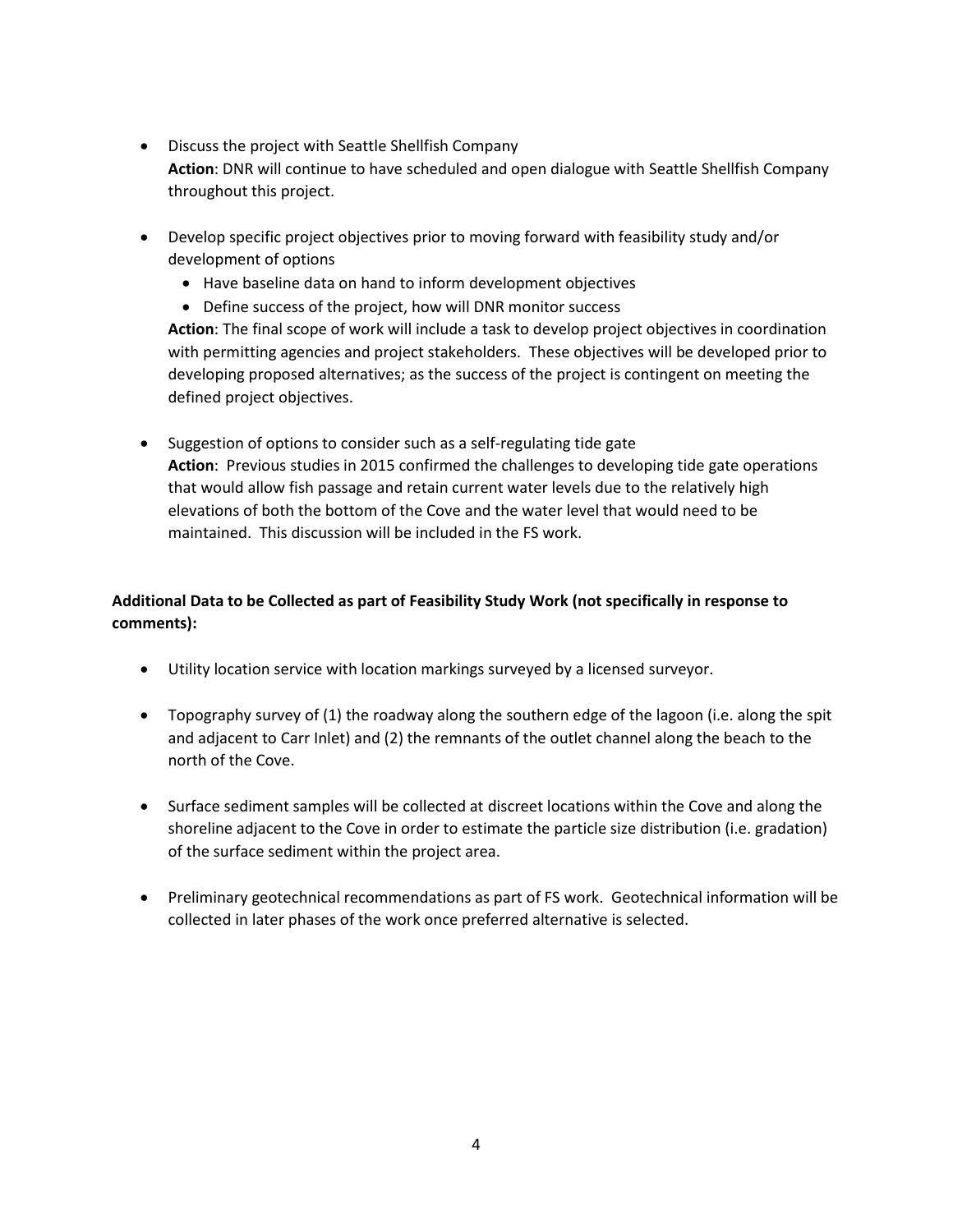- Discuss the project with Seattle Shellfish Company
  **Action**: DNR will continue to have scheduled and open dialogue with Seattle Shellfish Company throughout this project.

- Develop specific project objectives prior to moving forward with feasibility study and/or development of options
  - Have baseline data on hand to inform development objectives
  - Define success of the project, how will DNR monitor success

  **Action**: The final scope of work will include a task to develop project objectives in coordination with permitting agencies and project stakeholders. These objectives will be developed prior to developing proposed alternatives; as the success of the project is contingent on meeting the defined project objectives.

- Suggestion of options to consider such as a self-regulating tide gate
  **Action**: Previous studies in 2015 confirmed the challenges to developing tide gate operations that would allow fish passage and retain current water levels due to the relatively high elevations of both the bottom of the Cove and the water level that would need to be maintained. This discussion will be included in the FS work.

**Additional Data to be Collected as part of Feasibility Study Work (not specifically in response to comments):**

- Utility location service with location markings surveyed by a licensed surveyor.

- Topography survey of (1) the roadway along the southern edge of the lagoon (i.e. along the spit and adjacent to Carr Inlet) and (2) the remnants of the outlet channel along the beach to the north of the Cove.

- Surface sediment samples will be collected at discreet locations within the Cove and along the shoreline adjacent to the Cove in order to estimate the particle size distribution (i.e. gradation) of the surface sediment within the project area.

- Preliminary geotechnical recommendations as part of FS work. Geotechnical information will be collected in later phases of the work once preferred alternative is selected.